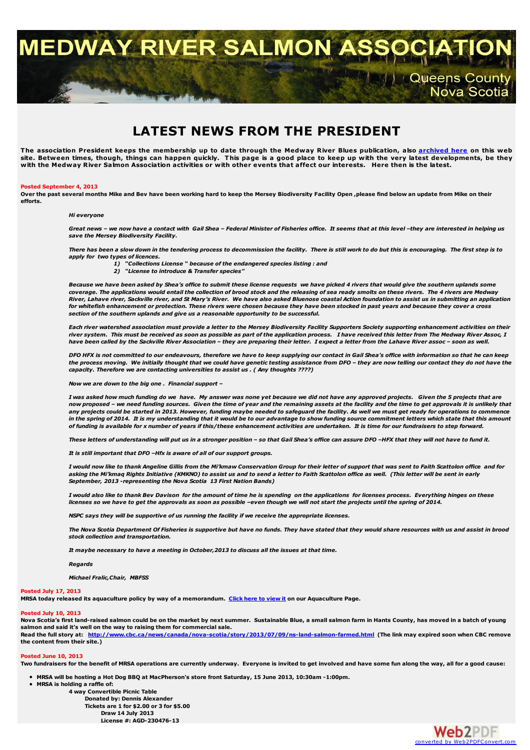# MEDWAY RIVER SALMON ASSOCIATION

Queens County
Nova Scotia

## LATEST NEWS FROM THE PRESIDENT

**The association President keeps the membership up to date through the Medway River Blues publication, also archived here on this web site. Between times, though, things can happen quickly. This page is a good place to keep up with the very latest developments, be they with the Medway River Salmon Association activities or with other events that affect our interests. Here then is the latest.**

**Posted September 4, 2013**

**Over the past several months Mike and Bev have been working hard to keep the Mersey Biodiversity Facility Open ,please find below an update from Mike on their efforts.**

***Hi everyone***

***Great news – we now have a contact with Gail Shea – Federal Minister of Fisheries office. It seems that at this level –they are interested in helping us save the Mersey Biodiversity Facility.***

***There has been a slow down in the tendering process to decommission the facility. There is still work to do but this is encouraging. The first step is to apply for two types of licences.***

1) ***"Collections License " because of the endangered species listing : and***
2) ***"License to introduce & Transfer species"***

***Because we have been asked by Shea's office to submit these license requests we have picked 4 rivers that would give the southern uplands some coverage. The applications would entail the collection of brood stock and the releasing of sea ready smolts on these rivers. The 4 rivers are Medway River, Lahave river, Sackville river, and St Mary's River. We have also asked Bluenose coastal Action foundation to assist us in submitting an application for whitefish enhancement or protection. These rivers were chosen because they have been stocked in past years and because they cover a cross section of the southern uplands and give us a reasonable opportunity to be successful.***

***Each river watershed association must provide a letter to the Mersey Biodiversity Facility Supporters Society supporting enhancement activities on their river system. This must be received as soon as possible as part of the application process. I have received this letter from The Medway River Assoc, I have been called by the Sackville River Association – they are preparing their letter. I expect a letter from the Lahave River assoc – soon as well.***

***DFO HFX is not committed to our endeavours, therefore we have to keep supplying our contact in Gail Shea's office with information so that he can keep the process moving. We initially thought that we could have genetic testing assistance from DFO – they are now telling our contact they do not have the capacity. Therefore we are contacting universities to assist us . ( Any thoughts ????)***

***Now we are down to the big one . Financial support –***

***I was asked how much funding do we have. My answer was none yet because we did not have any approved projects. Given the 5 projects that are now proposed – we need funding sources. Given the time of year and the remaining assets at the facility and the time to get approvals it is unlikely that any projects could be started in 2013. However, funding maybe needed to safeguard the facility. As well we must get ready for operations to commence in the spring of 2014. It is my understanding that it would be to our advantage to show funding source commitment letters which state that this amount of funding is available for x number of years if this/these enhancement activities are undertaken. It is time for our fundraisers to step forward.***

***These letters of understanding will put us in a stronger position – so that Gail Shea's office can assure DFO –HFX that they will not have to fund it.***

***It is still important that DFO –Hfx is aware of all of our support groups.***

***I would now like to thank Angeline Gillis from the Mi'kmaw Conservation Group for their letter of support that was sent to Faith Scattolon office and for asking the Mi'kmaq Rights Initiative (KMKNO) to assist us and to send a letter to Faith Scattolon office as well. (This letter will be sent in early September, 2013 -representing the Nova Scotia 13 First Nation Bands)***

***I would also like to thank Bev Davison for the amount of time he is spending on the applications for licenses process. Everything hinges on these licenses so we have to get the approvals as soon as possible –even though we will not start the projects until the spring of 2014.***

***NSPC says they will be supportive of us running the facility if we receive the appropriate licenses.***

***The Nova Scotia Department Of Fisheries is supportive but have no funds. They have stated that they would share resources with us and assist in brood stock collection and transportation.***

***It maybe necessary to have a meeting in October,2013 to discuss all the issues at that time.***

***Regards***

***Michael Fralic,Chair, MBFSS***

**Posted July 17, 2013**

**MRSA today released its aquaculture policy by way of a memorandum. Click here to view it on our Aquaculture Page.**

**Posted July 10, 2013**

**Nova Scotia's first land-raised salmon could be on the market by next summer. Sustainable Blue, a small salmon farm in Hants County, has moved in a batch of young salmon and said it's well on the way to raising them for commercial sale.**
**Read the full story at: http://www.cbc.ca/news/canada/nova-scotia/story/2013/07/09/ns-land-salmon-farmed.html (The link may expired soon when CBC remove the content from their site.)**

**Posted June 10, 2013**

**Two fundraisers for the benefit of MRSA operations are currently underway. Everyone is invited to get involved and have some fun along the way, all for a good cause:**

- **MRSA will be hosting a Hot Dog BBQ at MacPherson's store front Saturday, 15 June 2013, 10:30am -1:00pm.**
- **MRSA is holding a raffle of:**
  **4 way Convertible Picnic Table**
  **Donated by: Dennis Alexander**
  **Tickets are 1 for $2.00 or 3 for $5.00**
  **Draw 14 July 2013**
  **License #: AGD-230476-13**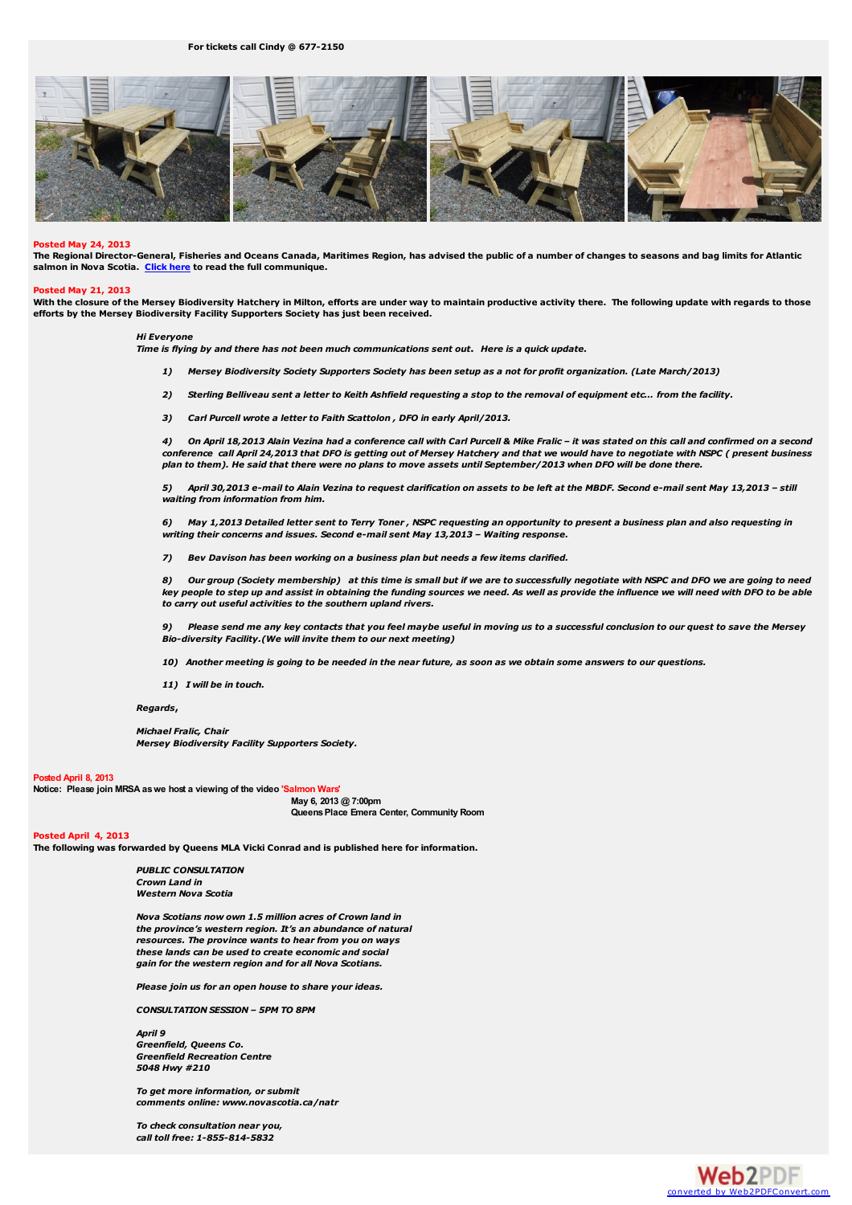**For tickets call Cindy @ 677-2150**

**Posted May 24, 2013**

**The Regional Director-General, Fisheries and Oceans Canada, Maritimes Region, has advised the public of a number of changes to seasons and bag limits for Atlantic salmon in Nova Scotia. [Click here] to read the full communique.**

**Posted May 21, 2013**

**With the closure of the Mersey Biodiversity Hatchery in Milton, efforts are under way to maintain productive activity there. The following update with regards to those efforts by the Mersey Biodiversity Facility Supporters Society has just been received.**

*Hi Everyone*
*Time is flying by and there has not been much communications sent out. Here is a quick update.*

1) *Mersey Biodiversity Society Supporters Society has been setup as a not for profit organization. (Late March/2013)*

2) *Sterling Belliveau sent a letter to Keith Ashfield requesting a stop to the removal of equipment etc... from the facility.*

3) *Carl Purcell wrote a letter to Faith Scattolon , DFO in early April/2013.*

4) *On April 18,2013 Alain Vezina had a conference call with Carl Purcell & Mike Fralic – it was stated on this call and confirmed on a second conference call April 24,2013 that DFO is getting out of Mersey Hatchery and that we would have to negotiate with NSPC ( present business plan to them). He said that there were no plans to move assets until September/2013 when DFO will be done there.*

5) *April 30,2013 e-mail to Alain Vezina to request clarification on assets to be left at the MBDF. Second e-mail sent May 13,2013 – still waiting from information from him.*

6) *May 1,2013 Detailed letter sent to Terry Toner , NSPC requesting an opportunity to present a business plan and also requesting in writing their concerns and issues. Second e-mail sent May 13,2013 – Waiting response.*

7) *Bev Davison has been working on a business plan but needs a few items clarified.*

8) *Our group (Society membership) at this time is small but if we are to successfully negotiate with NSPC and DFO we are going to need key people to step up and assist in obtaining the funding sources we need. As well as provide the influence we will need with DFO to be able to carry out useful activities to the southern upland rivers.*

9) *Please send me any key contacts that you feel maybe useful in moving us to a successful conclusion to our quest to save the Mersey Bio-diversity Facility.(We will invite them to our next meeting)*

10) *Another meeting is going to be needed in the near future, as soon as we obtain some answers to our questions.*

11) *I will be in touch.*

*Regards,*

*Michael Fralic, Chair*
*Mersey Biodiversity Facility Supporters Society.*

**Posted April 8, 2013**

**Notice: Please join MRSA as we host a viewing of the video 'Salmon Wars'**

**May 6, 2013 @ 7:00pm**
**Queens Place Emera Center, Community Room**

**Posted April 4, 2013**

**The following was forwarded by Queens MLA Vicki Conrad and is published here for information.**

***PUBLIC CONSULTATION***
***Crown Land in***
***Western Nova Scotia***

***Nova Scotians now own 1.5 million acres of Crown land in the province's western region. It's an abundance of natural resources. The province wants to hear from you on ways these lands can be used to create economic and social gain for the western region and for all Nova Scotians.***

***Please join us for an open house to share your ideas.***

***CONSULTATION SESSION – 5PM TO 8PM***

***April 9***
***Greenfield, Queens Co.***
***Greenfield Recreation Centre***
***5048 Hwy #210***

***To get more information, or submit comments online: www.novascotia.ca/natr***

***To check consultation near you, call toll free: 1-855-814-5832***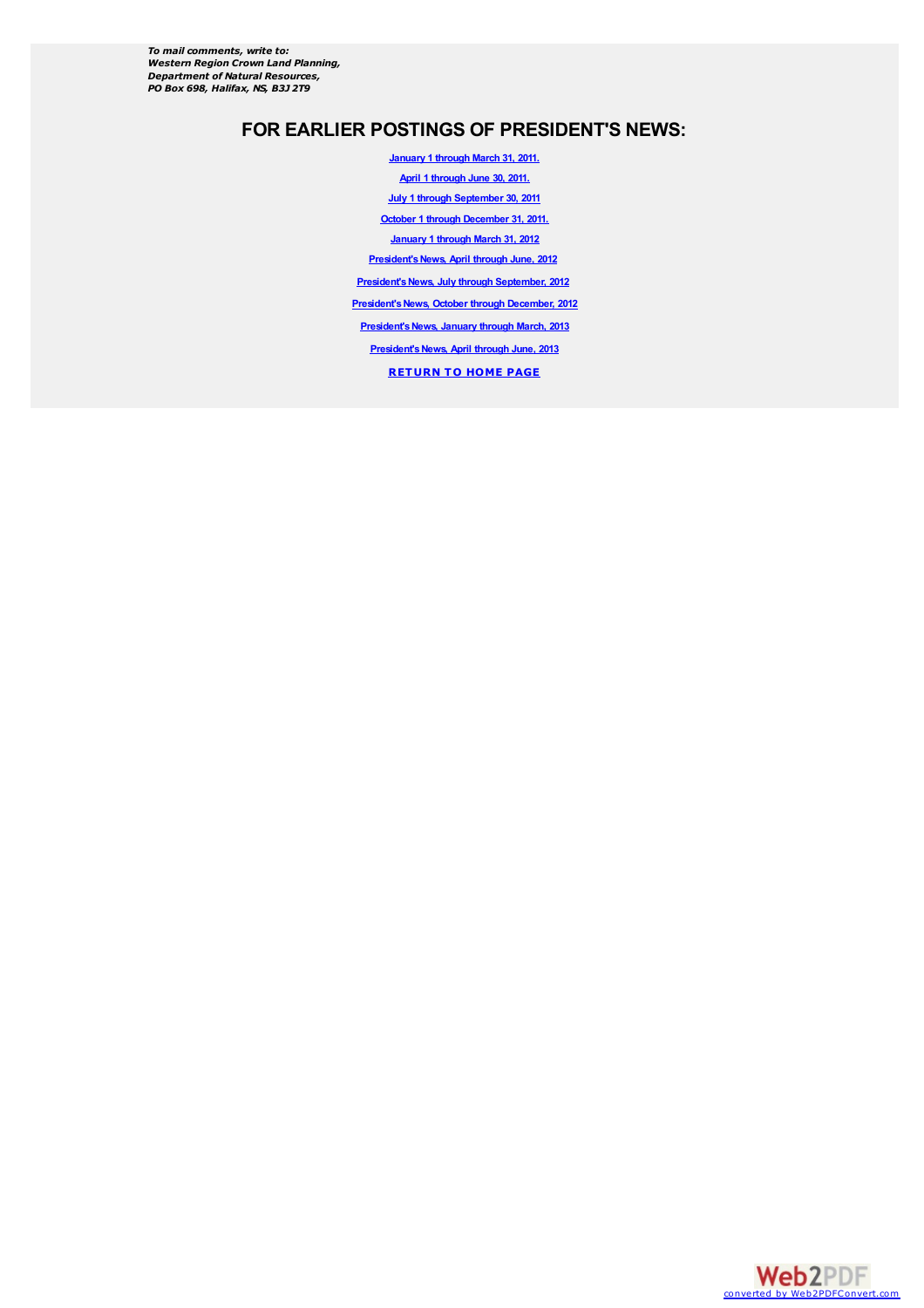*To mail comments, write to:*
*Western Region Crown Land Planning,*
*Department of Natural Resources,*
*PO Box 698, Halifax, NS, B3J 2T9*

## FOR EARLIER POSTINGS OF PRESIDENT'S NEWS:

January 1 through March 31, 2011.

April 1 through June 30, 2011.

July 1 through September 30, 2011

October 1 through December 31, 2011.

January 1 through March 31, 2012

President's News, April through June, 2012

President's News, July through September, 2012

President's News, October through December, 2012

President's News, January through March, 2013

President's News, April through June, 2013

**RETURN TO HOME PAGE**